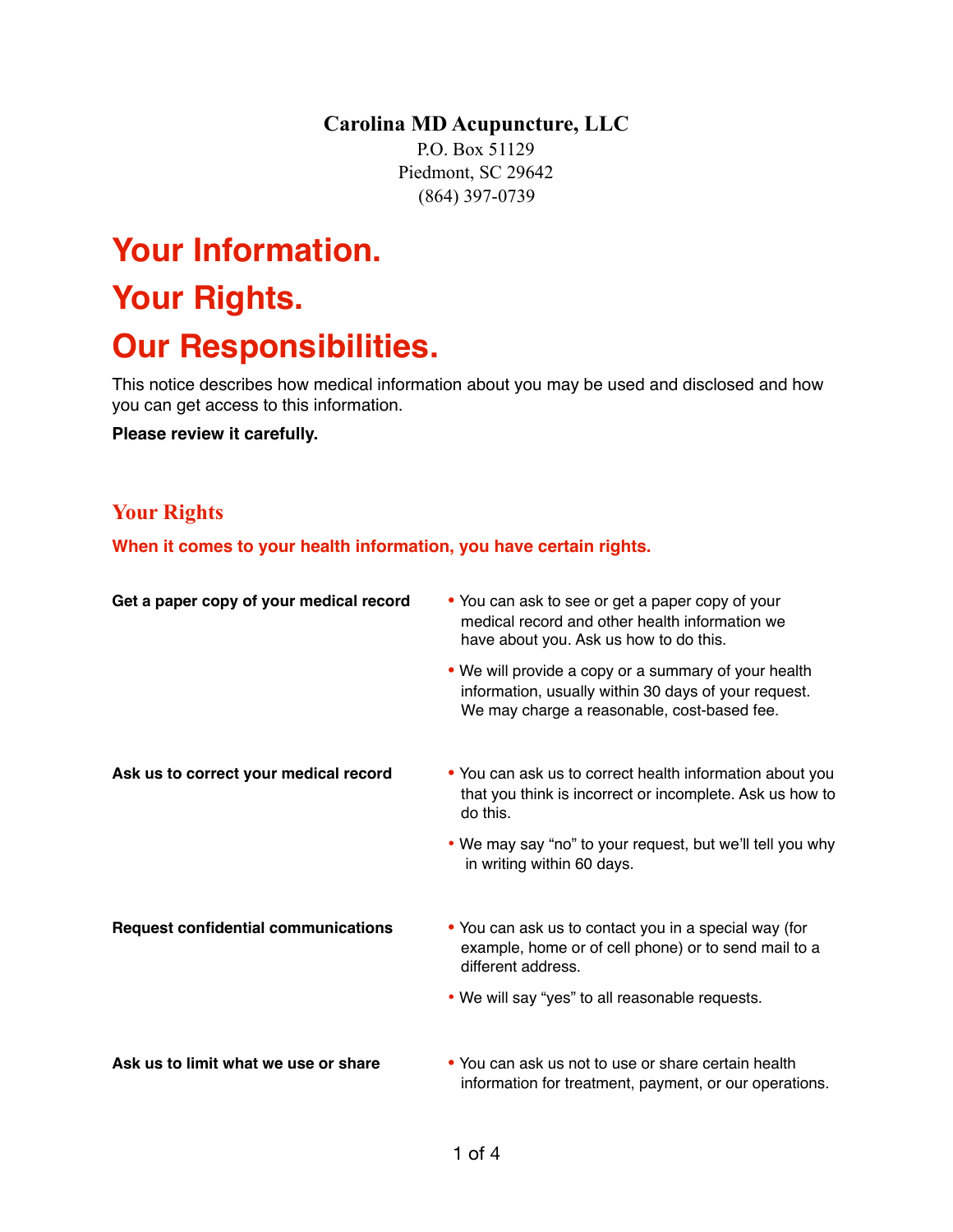**Carolina MD Acupuncture, LLC**

P.O. Box 51129
Piedmont, SC 29642
(864) 397-0739

# Your Information.
# Your Rights.
# Our Responsibilities.

This notice describes how medical information about you may be used and disclosed and how you can get access to this information.

**Please review it carefully.**

## Your Rights

### When it comes to your health information, you have certain rights.

**Get a paper copy of your medical record**

- You can ask to see or get a paper copy of your medical record and other health information we have about you. Ask us how to do this.
- We will provide a copy or a summary of your health information, usually within 30 days of your request. We may charge a reasonable, cost-based fee.

**Ask us to correct your medical record**

- You can ask us to correct health information about you that you think is incorrect or incomplete. Ask us how to do this.
- We may say "no" to your request, but we'll tell you why in writing within 60 days.

**Request confidential communications**

- You can ask us to contact you in a special way (for example, home or of cell phone) or to send mail to a different address.
- We will say "yes" to all reasonable requests.

**Ask us to limit what we use or share**

- You can ask us not to use or share certain health information for treatment, payment, or our operations.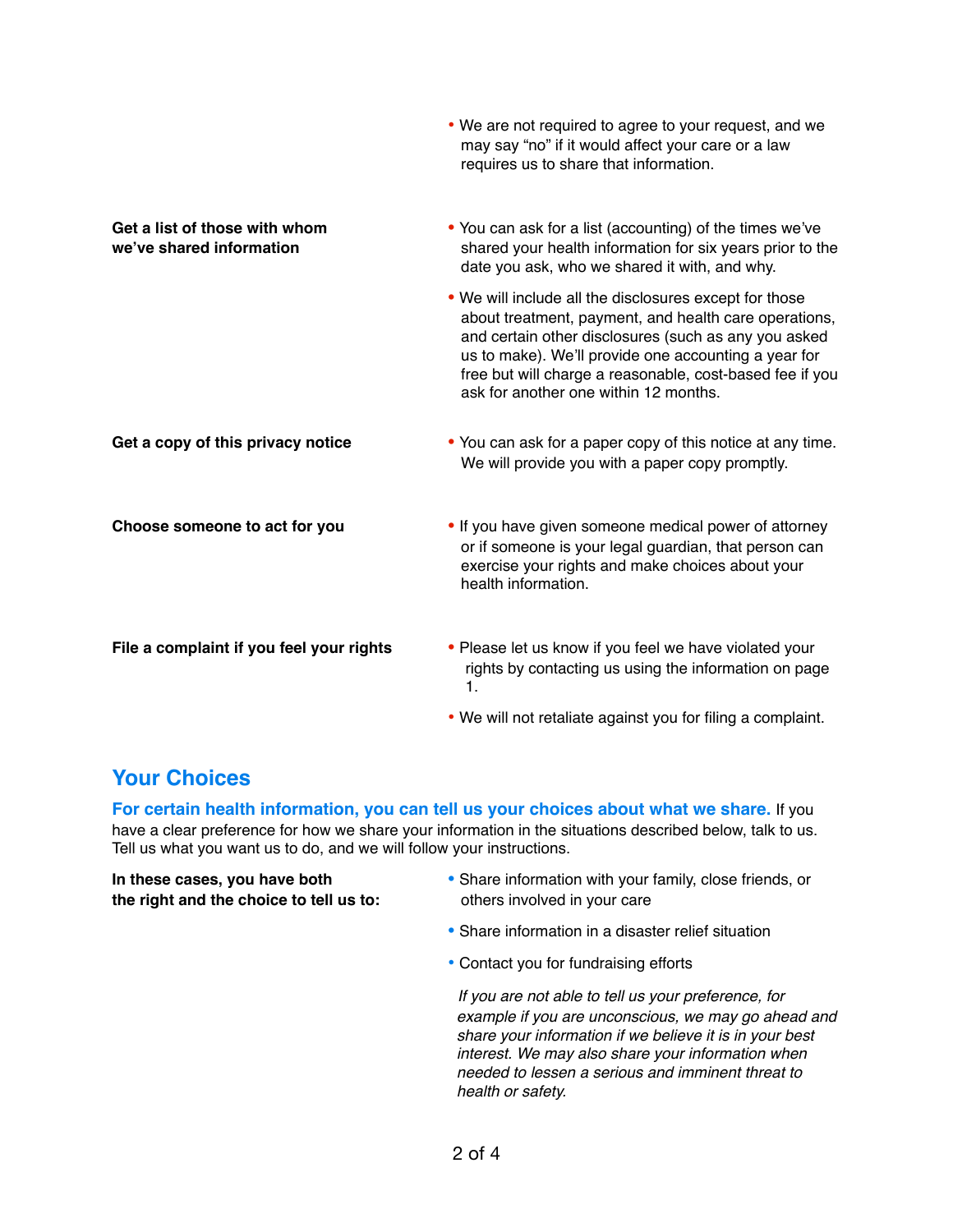- We are not required to agree to your request, and we may say "no" if it would affect your care or a law requires us to share that information.

**Get a list of those with whom we've shared information**

- You can ask for a list (accounting) of the times we've shared your health information for six years prior to the date you ask, who we shared it with, and why.
- We will include all the disclosures except for those about treatment, payment, and health care operations, and certain other disclosures (such as any you asked us to make). We'll provide one accounting a year for free but will charge a reasonable, cost-based fee if you ask for another one within 12 months.

**Get a copy of this privacy notice**

- You can ask for a paper copy of this notice at any time. We will provide you with a paper copy promptly.

**Choose someone to act for you**

- If you have given someone medical power of attorney or if someone is your legal guardian, that person can exercise your rights and make choices about your health information.

**File a complaint if you feel your rights**

- Please let us know if you feel we have violated your rights by contacting us using the information on page 1.
- We will not retaliate against you for filing a complaint.

## Your Choices

**For certain health information, you can tell us your choices about what we share.** If you have a clear preference for how we share your information in the situations described below, talk to us. Tell us what you want us to do, and we will follow your instructions.

**In these cases, you have both the right and the choice to tell us to:**

- Share information with your family, close friends, or others involved in your care
- Share information in a disaster relief situation
- Contact you for fundraising efforts

*If you are not able to tell us your preference, for example if you are unconscious, we may go ahead and share your information if we believe it is in your best interest. We may also share your information when needed to lessen a serious and imminent threat to health or safety.*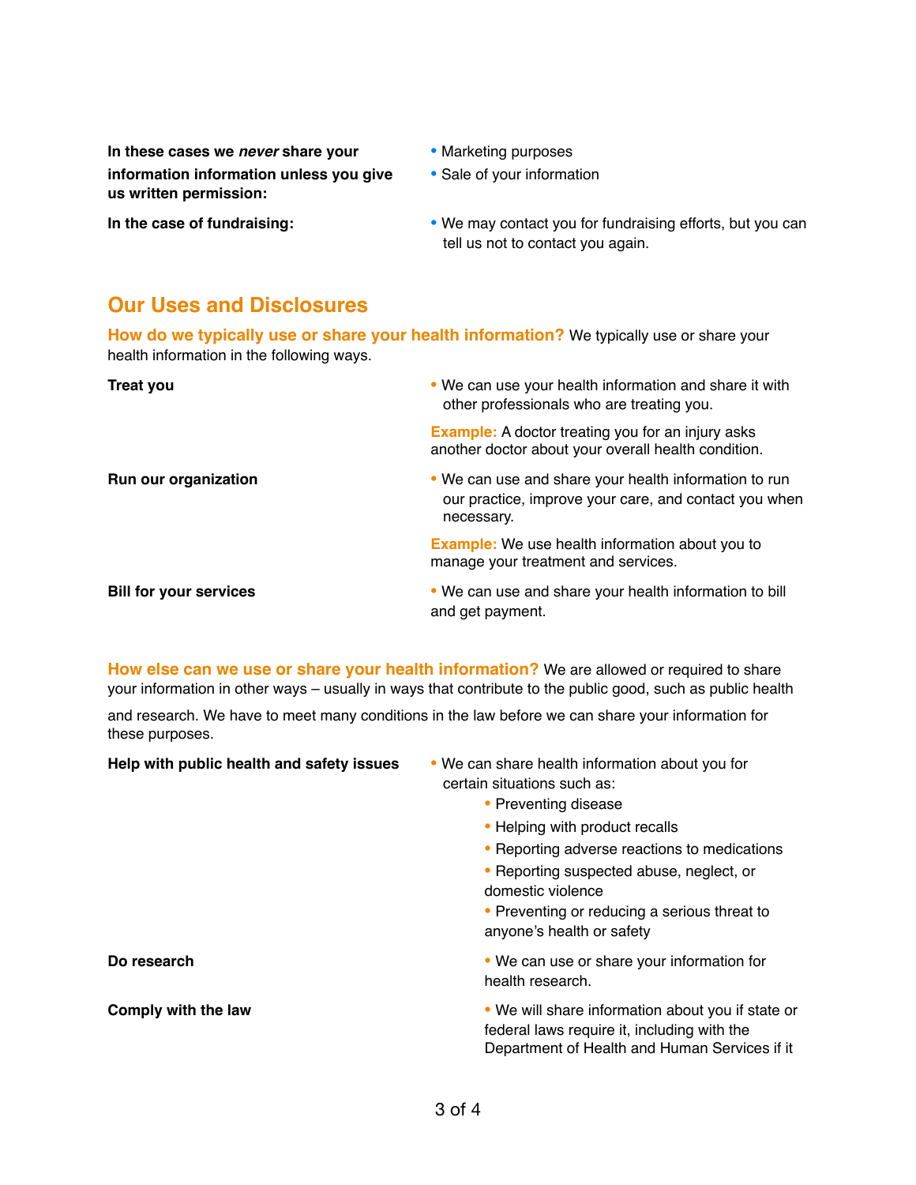| | |
|---|---|
| **In these cases we *never* share your information information unless you give us written permission:** | • Marketing purposes<br>• Sale of your information |
| **In the case of fundraising:** | • We may contact you for fundraising efforts, but you can tell us not to contact you again. |

## Our Uses and Disclosures

**How do we typically use or share your health information?** We typically use or share your health information in the following ways.

| | |
|---|---|
| **Treat you** | • We can use your health information and share it with other professionals who are treating you.<br><br>**Example:** A doctor treating you for an injury asks another doctor about your overall health condition. |
| **Run our organization** | • We can use and share your health information to run our practice, improve your care, and contact you when necessary.<br><br>**Example:** We use health information about you to manage your treatment and services. |
| **Bill for your services** | • We can use and share your health information to bill and get payment. |

**How else can we use or share your health information?** We are allowed or required to share your information in other ways – usually in ways that contribute to the public good, such as public health and research. We have to meet many conditions in the law before we can share your information for these purposes.

| | |
|---|---|
| **Help with public health and safety issues** | • We can share health information about you for certain situations such as:<br>• Preventing disease<br>• Helping with product recalls<br>• Reporting adverse reactions to medications<br>• Reporting suspected abuse, neglect, or domestic violence<br>• Preventing or reducing a serious threat to anyone's health or safety |
| **Do research** | • We can use or share your information for health research. |
| **Comply with the law** | • We will share information about you if state or federal laws require it, including with the Department of Health and Human Services if it |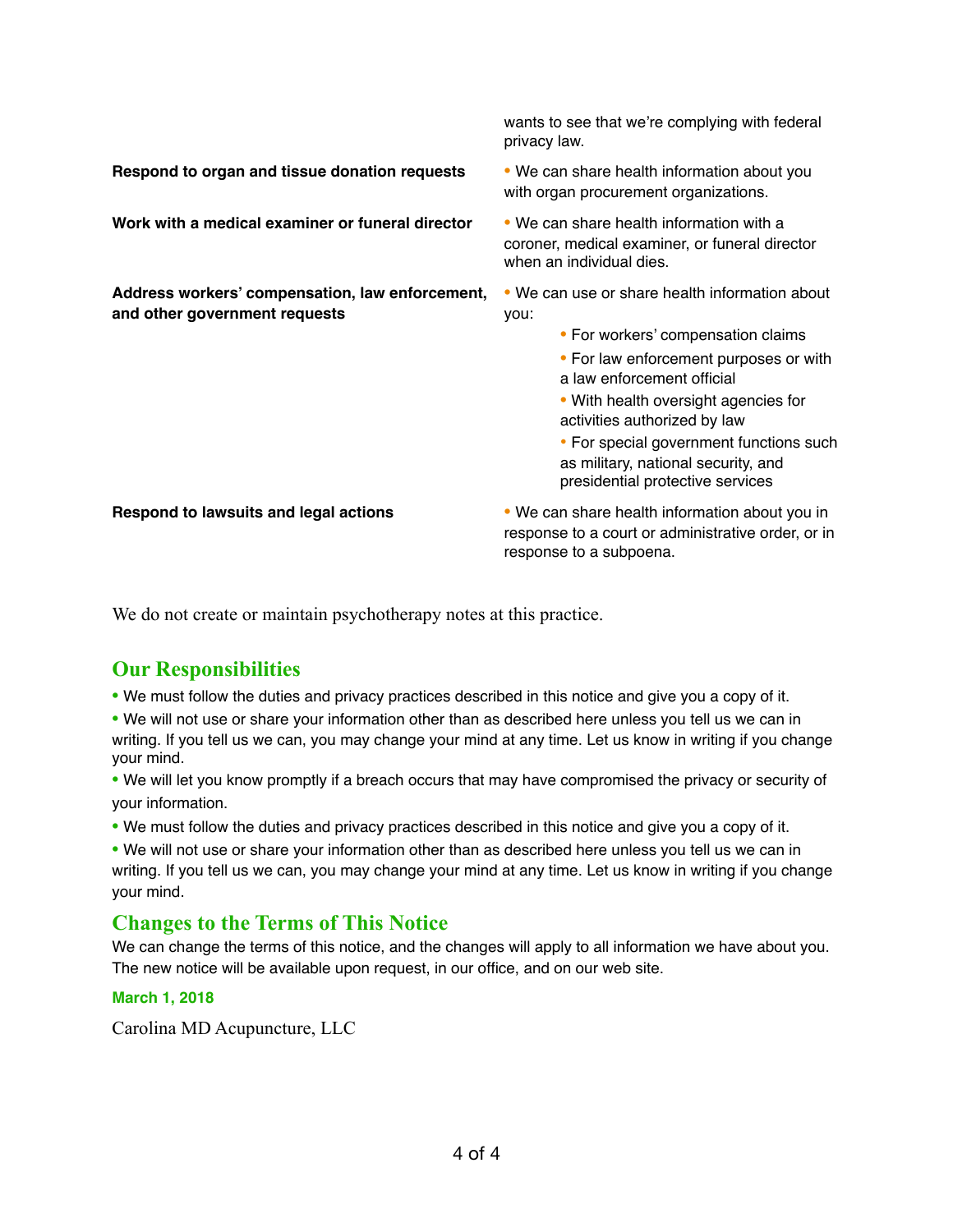| | |
|---|---|
| | wants to see that we're complying with federal privacy law. |
| **Respond to organ and tissue donation requests** | • We can share health information about you with organ procurement organizations. |
| **Work with a medical examiner or funeral director** | • We can share health information with a coroner, medical examiner, or funeral director when an individual dies. |
| **Address workers' compensation, law enforcement, and other government requests** | • We can use or share health information about you:<br>• For workers' compensation claims<br>• For law enforcement purposes or with a law enforcement official<br>• With health oversight agencies for activities authorized by law<br>• For special government functions such as military, national security, and presidential protective services |
| **Respond to lawsuits and legal actions** | • We can share health information about you in response to a court or administrative order, or in response to a subpoena. |

We do not create or maintain psychotherapy notes at this practice.

## Our Responsibilities

- We must follow the duties and privacy practices described in this notice and give you a copy of it.
- We will not use or share your information other than as described here unless you tell us we can in writing. If you tell us we can, you may change your mind at any time. Let us know in writing if you change your mind.
- We will let you know promptly if a breach occurs that may have compromised the privacy or security of your information.
- We must follow the duties and privacy practices described in this notice and give you a copy of it.
- We will not use or share your information other than as described here unless you tell us we can in writing. If you tell us we can, you may change your mind at any time. Let us know in writing if you change your mind.

## Changes to the Terms of This Notice

We can change the terms of this notice, and the changes will apply to all information we have about you. The new notice will be available upon request, in our office, and on our web site.

**March 1, 2018**

Carolina MD Acupuncture, LLC